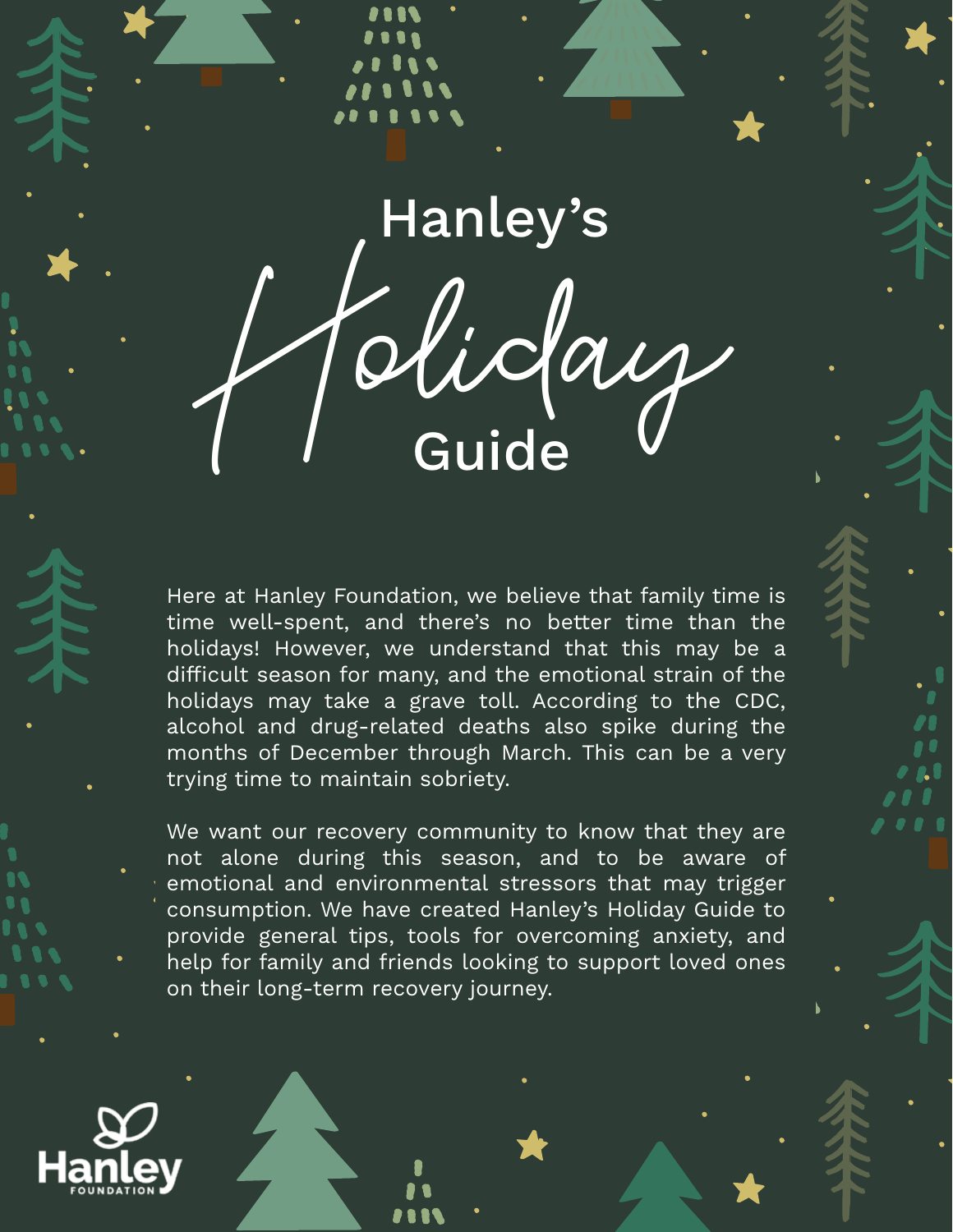# Hanley's Holiday Guide

Here at Hanley Foundation, we believe that family time is time well-spent, and there's no better time than the holidays! However, we understand that this may be a difficult season for many, and the emotional strain of the holidays may take a grave toll. According to the CDC, alcohol and drug-related deaths also spike during the months of December through March. This can be a very trying time to maintain sobriety.

We want our recovery community to know that they are not alone during this season, and to be aware of emotional and environmental stressors that may trigger consumption. We have created Hanley's Holiday Guide to provide general tips, tools for overcoming anxiety, and help for family and friends looking to support loved ones on their long-term recovery journey.

Hanley FOUNDATION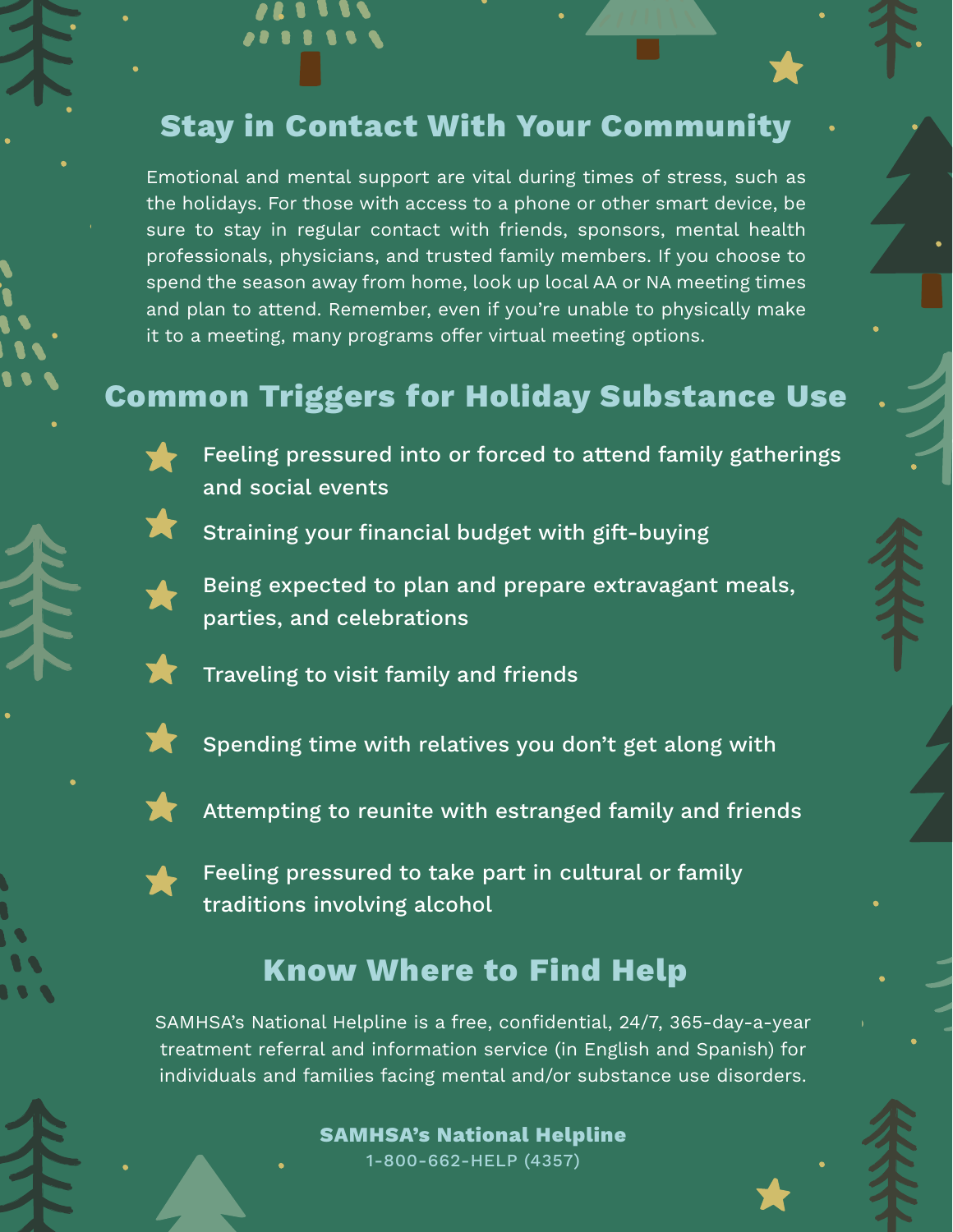## Stay in Contact With Your Community

Emotional and mental support are vital during times of stress, such as the holidays. For those with access to a phone or other smart device, be sure to stay in regular contact with friends, sponsors, mental health professionals, physicians, and trusted family members. If you choose to spend the season away from home, look up local AA or NA meeting times and plan to attend. Remember, even if you're unable to physically make it to a meeting, many programs offer virtual meeting options.

## Common Triggers for Holiday Substance Use

- Feeling pressured into or forced to attend family gatherings and social events
- Straining your financial budget with gift-buying
- Being expected to plan and prepare extravagant meals, parties, and celebrations
- Traveling to visit family and friends
- Spending time with relatives you don't get along with
- Attempting to reunite with estranged family and friends
- Feeling pressured to take part in cultural or family traditions involving alcohol

## Know Where to Find Help

SAMHSA's National Helpline is a free, confidential, 24/7, 365-day-a-year treatment referral and information service (in English and Spanish) for individuals and families facing mental and/or substance use disorders.

**SAMHSA's National Helpline**
1-800-662-HELP (4357)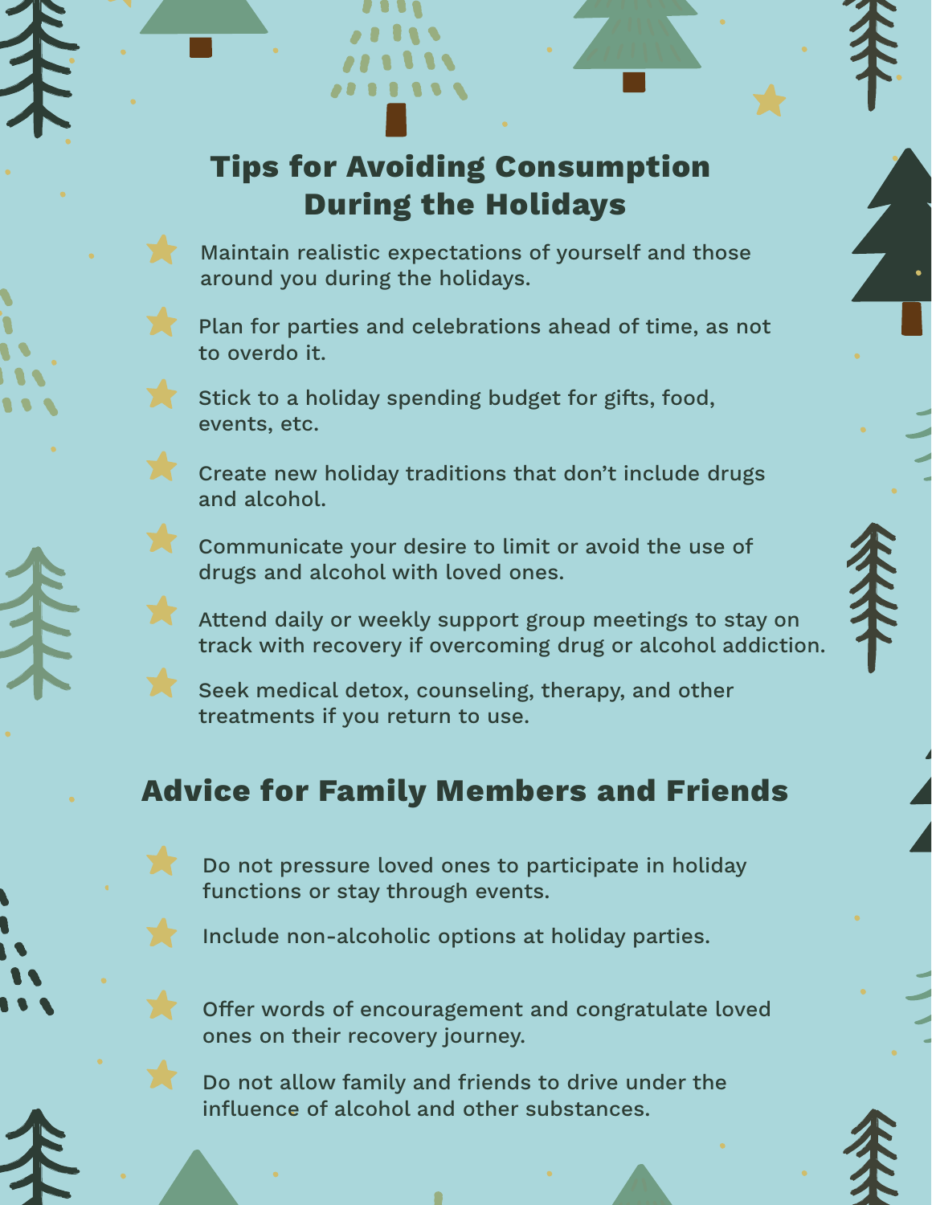## Tips for Avoiding Consumption During the Holidays

- Maintain realistic expectations of yourself and those around you during the holidays.
- Plan for parties and celebrations ahead of time, as not to overdo it.
- Stick to a holiday spending budget for gifts, food, events, etc.
- Create new holiday traditions that don't include drugs and alcohol.
- Communicate your desire to limit or avoid the use of drugs and alcohol with loved ones.
- Attend daily or weekly support group meetings to stay on track with recovery if overcoming drug or alcohol addiction.
- Seek medical detox, counseling, therapy, and other treatments if you return to use.

## Advice for Family Members and Friends

- Do not pressure loved ones to participate in holiday functions or stay through events.
- Include non-alcoholic options at holiday parties.
- Offer words of encouragement and congratulate loved ones on their recovery journey.
- Do not allow family and friends to drive under the influence of alcohol and other substances.